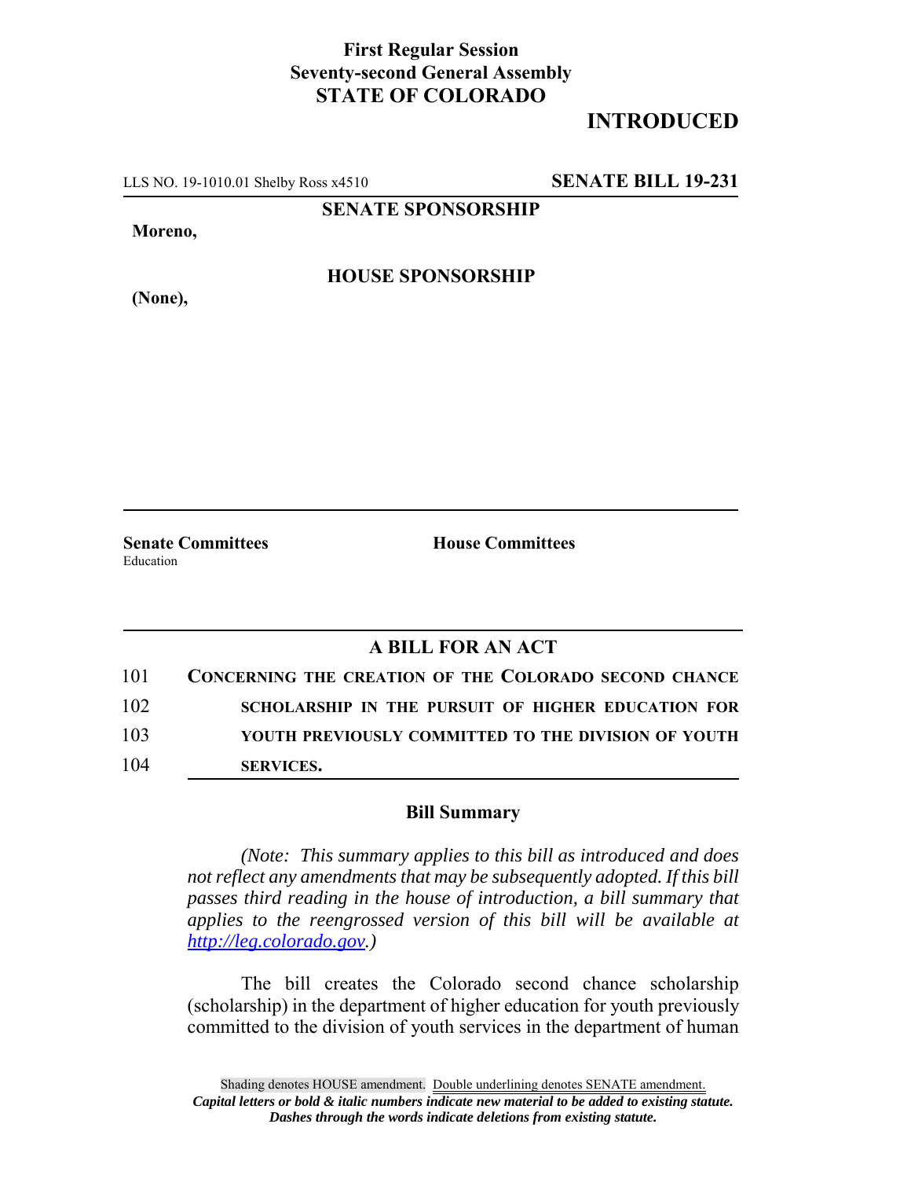**First Regular Session**
**Seventy-second General Assembly**
**STATE OF COLORADO**

## INTRODUCED

LLS NO. 19-1010.01 Shelby Ross x4510 **SENATE BILL 19-231**

**SENATE SPONSORSHIP**

**Moreno,**

**HOUSE SPONSORSHIP**

**(None),**

**Senate Committees**
Education

**House Committees**

### A BILL FOR AN ACT

101 **CONCERNING THE CREATION OF THE COLORADO SECOND CHANCE**
102 **SCHOLARSHIP IN THE PURSUIT OF HIGHER EDUCATION FOR**
103 **YOUTH PREVIOUSLY COMMITTED TO THE DIVISION OF YOUTH**
104 **SERVICES.**

### Bill Summary

*(Note: This summary applies to this bill as introduced and does not reflect any amendments that may be subsequently adopted. If this bill passes third reading in the house of introduction, a bill summary that applies to the reengrossed version of this bill will be available at http://leg.colorado.gov.)*

The bill creates the Colorado second chance scholarship (scholarship) in the department of higher education for youth previously committed to the division of youth services in the department of human

Shading denotes HOUSE amendment. Double underlining denotes SENATE amendment.
*Capital letters or bold & italic numbers indicate new material to be added to existing statute.*
*Dashes through the words indicate deletions from existing statute.*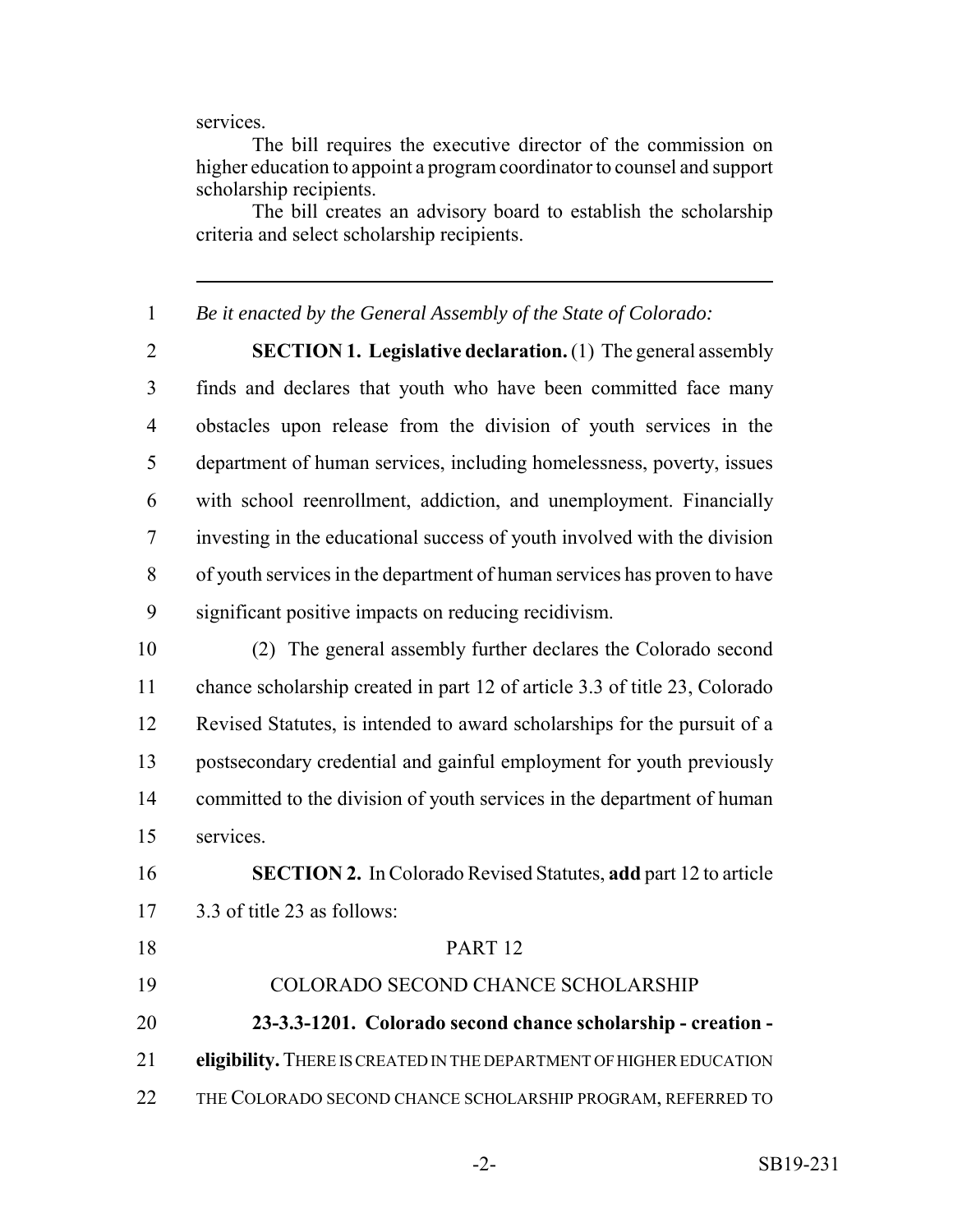services.

The bill requires the executive director of the commission on higher education to appoint a program coordinator to counsel and support scholarship recipients.

The bill creates an advisory board to establish the scholarship criteria and select scholarship recipients.

---

1 *Be it enacted by the General Assembly of the State of Colorado:*

2 **SECTION 1. Legislative declaration.** (1) The general assembly
3 finds and declares that youth who have been committed face many
4 obstacles upon release from the division of youth services in the
5 department of human services, including homelessness, poverty, issues
6 with school reenrollment, addiction, and unemployment. Financially
7 investing in the educational success of youth involved with the division
8 of youth services in the department of human services has proven to have
9 significant positive impacts on reducing recidivism.

10 (2) The general assembly further declares the Colorado second
11 chance scholarship created in part 12 of article 3.3 of title 23, Colorado
12 Revised Statutes, is intended to award scholarships for the pursuit of a
13 postsecondary credential and gainful employment for youth previously
14 committed to the division of youth services in the department of human
15 services.

16 **SECTION 2.** In Colorado Revised Statutes, **add** part 12 to article
17 3.3 of title 23 as follows:

18 PART 12

19 COLORADO SECOND CHANCE SCHOLARSHIP

20 **23-3.3-1201. Colorado second chance scholarship - creation -**
21 **eligibility.** THERE IS CREATED IN THE DEPARTMENT OF HIGHER EDUCATION
22 THE COLORADO SECOND CHANCE SCHOLARSHIP PROGRAM, REFERRED TO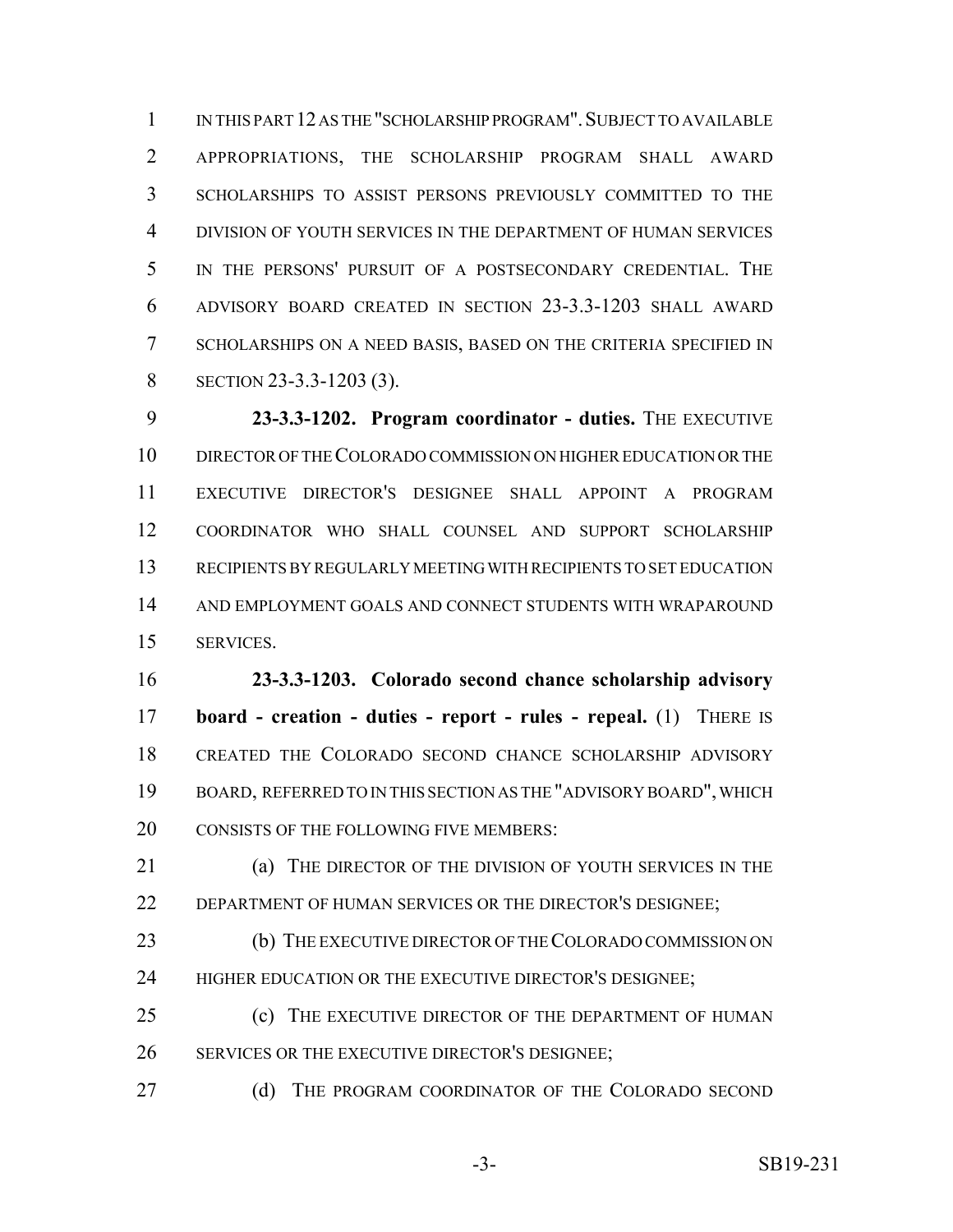IN THIS PART 12 AS THE "SCHOLARSHIP PROGRAM". SUBJECT TO AVAILABLE APPROPRIATIONS, THE SCHOLARSHIP PROGRAM SHALL AWARD SCHOLARSHIPS TO ASSIST PERSONS PREVIOUSLY COMMITTED TO THE DIVISION OF YOUTH SERVICES IN THE DEPARTMENT OF HUMAN SERVICES IN THE PERSONS' PURSUIT OF A POSTSECONDARY CREDENTIAL. THE ADVISORY BOARD CREATED IN SECTION 23-3.3-1203 SHALL AWARD SCHOLARSHIPS ON A NEED BASIS, BASED ON THE CRITERIA SPECIFIED IN SECTION 23-3.3-1203 (3).

**23-3.3-1202. Program coordinator - duties.** THE EXECUTIVE DIRECTOR OF THE COLORADO COMMISSION ON HIGHER EDUCATION OR THE EXECUTIVE DIRECTOR'S DESIGNEE SHALL APPOINT A PROGRAM COORDINATOR WHO SHALL COUNSEL AND SUPPORT SCHOLARSHIP RECIPIENTS BY REGULARLY MEETING WITH RECIPIENTS TO SET EDUCATION AND EMPLOYMENT GOALS AND CONNECT STUDENTS WITH WRAPAROUND SERVICES.

**23-3.3-1203. Colorado second chance scholarship advisory board - creation - duties - report - rules - repeal.** (1) THERE IS CREATED THE COLORADO SECOND CHANCE SCHOLARSHIP ADVISORY BOARD, REFERRED TO IN THIS SECTION AS THE "ADVISORY BOARD", WHICH CONSISTS OF THE FOLLOWING FIVE MEMBERS:

(a) THE DIRECTOR OF THE DIVISION OF YOUTH SERVICES IN THE DEPARTMENT OF HUMAN SERVICES OR THE DIRECTOR'S DESIGNEE;

(b) THE EXECUTIVE DIRECTOR OF THE COLORADO COMMISSION ON HIGHER EDUCATION OR THE EXECUTIVE DIRECTOR'S DESIGNEE;

(c) THE EXECUTIVE DIRECTOR OF THE DEPARTMENT OF HUMAN SERVICES OR THE EXECUTIVE DIRECTOR'S DESIGNEE;

(d) THE PROGRAM COORDINATOR OF THE COLORADO SECOND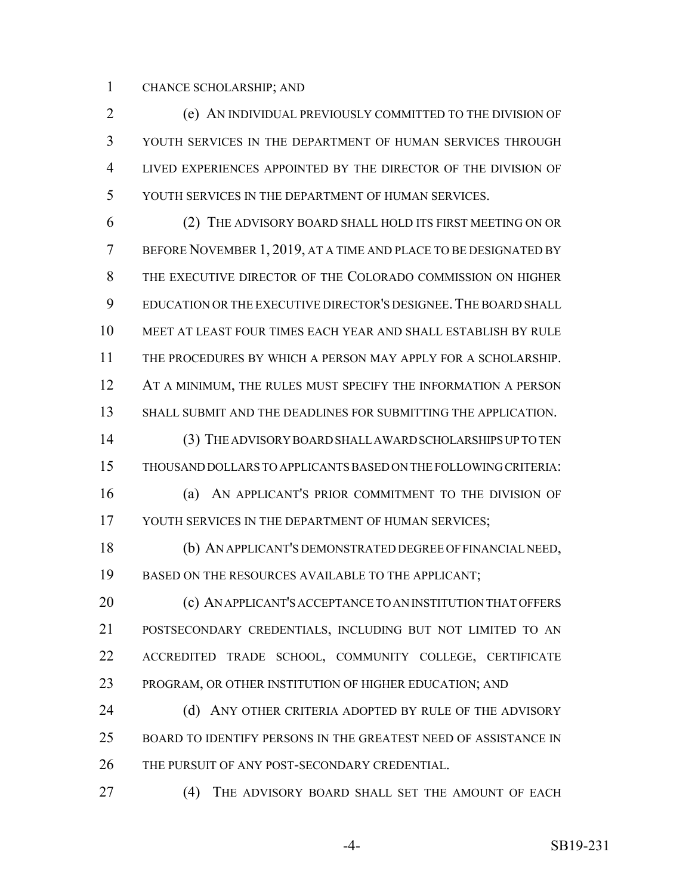CHANCE SCHOLARSHIP; AND

(e) AN INDIVIDUAL PREVIOUSLY COMMITTED TO THE DIVISION OF YOUTH SERVICES IN THE DEPARTMENT OF HUMAN SERVICES THROUGH LIVED EXPERIENCES APPOINTED BY THE DIRECTOR OF THE DIVISION OF YOUTH SERVICES IN THE DEPARTMENT OF HUMAN SERVICES.

(2) THE ADVISORY BOARD SHALL HOLD ITS FIRST MEETING ON OR BEFORE NOVEMBER 1, 2019, AT A TIME AND PLACE TO BE DESIGNATED BY THE EXECUTIVE DIRECTOR OF THE COLORADO COMMISSION ON HIGHER EDUCATION OR THE EXECUTIVE DIRECTOR'S DESIGNEE. THE BOARD SHALL MEET AT LEAST FOUR TIMES EACH YEAR AND SHALL ESTABLISH BY RULE THE PROCEDURES BY WHICH A PERSON MAY APPLY FOR A SCHOLARSHIP. AT A MINIMUM, THE RULES MUST SPECIFY THE INFORMATION A PERSON SHALL SUBMIT AND THE DEADLINES FOR SUBMITTING THE APPLICATION.

(3) THE ADVISORY BOARD SHALL AWARD SCHOLARSHIPS UP TO TEN THOUSAND DOLLARS TO APPLICANTS BASED ON THE FOLLOWING CRITERIA:

(a) AN APPLICANT'S PRIOR COMMITMENT TO THE DIVISION OF YOUTH SERVICES IN THE DEPARTMENT OF HUMAN SERVICES;

(b) AN APPLICANT'S DEMONSTRATED DEGREE OF FINANCIAL NEED, BASED ON THE RESOURCES AVAILABLE TO THE APPLICANT;

(c) AN APPLICANT'S ACCEPTANCE TO AN INSTITUTION THAT OFFERS POSTSECONDARY CREDENTIALS, INCLUDING BUT NOT LIMITED TO AN ACCREDITED TRADE SCHOOL, COMMUNITY COLLEGE, CERTIFICATE PROGRAM, OR OTHER INSTITUTION OF HIGHER EDUCATION; AND

(d) ANY OTHER CRITERIA ADOPTED BY RULE OF THE ADVISORY BOARD TO IDENTIFY PERSONS IN THE GREATEST NEED OF ASSISTANCE IN THE PURSUIT OF ANY POST-SECONDARY CREDENTIAL.

(4) THE ADVISORY BOARD SHALL SET THE AMOUNT OF EACH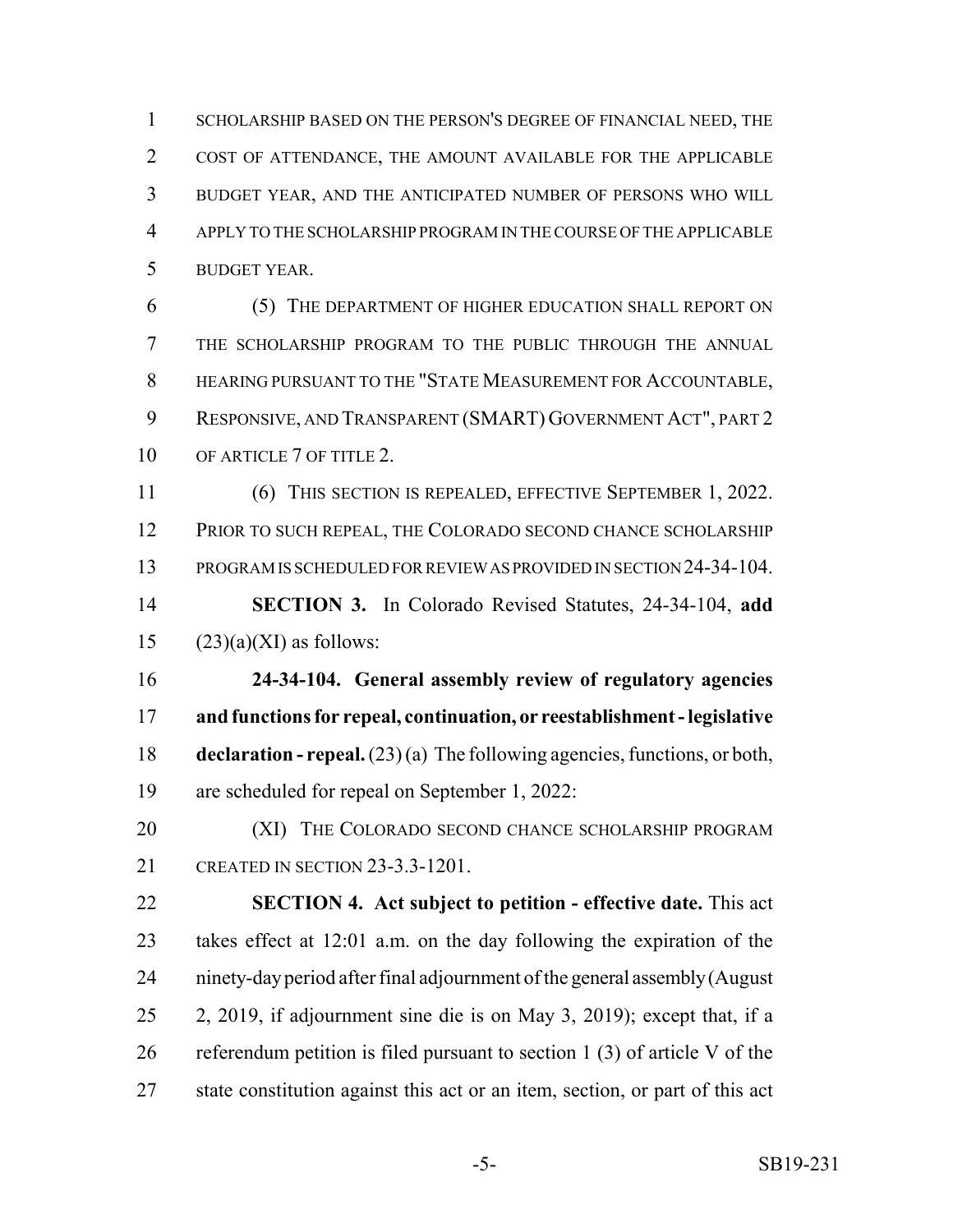SCHOLARSHIP BASED ON THE PERSON'S DEGREE OF FINANCIAL NEED, THE COST OF ATTENDANCE, THE AMOUNT AVAILABLE FOR THE APPLICABLE BUDGET YEAR, AND THE ANTICIPATED NUMBER OF PERSONS WHO WILL APPLY TO THE SCHOLARSHIP PROGRAM IN THE COURSE OF THE APPLICABLE BUDGET YEAR.

(5) THE DEPARTMENT OF HIGHER EDUCATION SHALL REPORT ON THE SCHOLARSHIP PROGRAM TO THE PUBLIC THROUGH THE ANNUAL HEARING PURSUANT TO THE "STATE MEASUREMENT FOR ACCOUNTABLE, RESPONSIVE, AND TRANSPARENT (SMART) GOVERNMENT ACT", PART 2 OF ARTICLE 7 OF TITLE 2.

(6) THIS SECTION IS REPEALED, EFFECTIVE SEPTEMBER 1, 2022. PRIOR TO SUCH REPEAL, THE COLORADO SECOND CHANCE SCHOLARSHIP PROGRAM IS SCHEDULED FOR REVIEW AS PROVIDED IN SECTION 24-34-104.

**SECTION 3.** In Colorado Revised Statutes, 24-34-104, **add** (23)(a)(XI) as follows:

**24-34-104. General assembly review of regulatory agencies and functions for repeal, continuation, or reestablishment - legislative declaration - repeal.** (23) (a) The following agencies, functions, or both, are scheduled for repeal on September 1, 2022:

(XI) THE COLORADO SECOND CHANCE SCHOLARSHIP PROGRAM CREATED IN SECTION 23-3.3-1201.

**SECTION 4. Act subject to petition - effective date.** This act takes effect at 12:01 a.m. on the day following the expiration of the ninety-day period after final adjournment of the general assembly (August 2, 2019, if adjournment sine die is on May 3, 2019); except that, if a referendum petition is filed pursuant to section 1 (3) of article V of the state constitution against this act or an item, section, or part of this act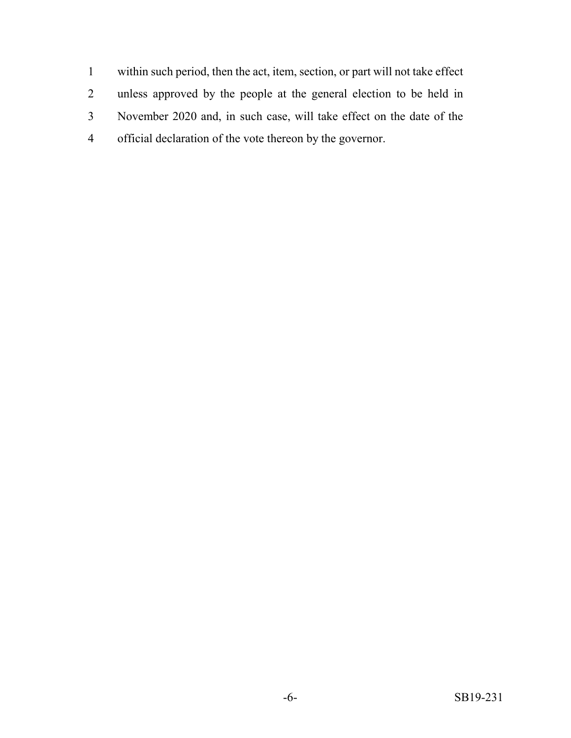within such period, then the act, item, section, or part will not take effect unless approved by the people at the general election to be held in November 2020 and, in such case, will take effect on the date of the official declaration of the vote thereon by the governor.